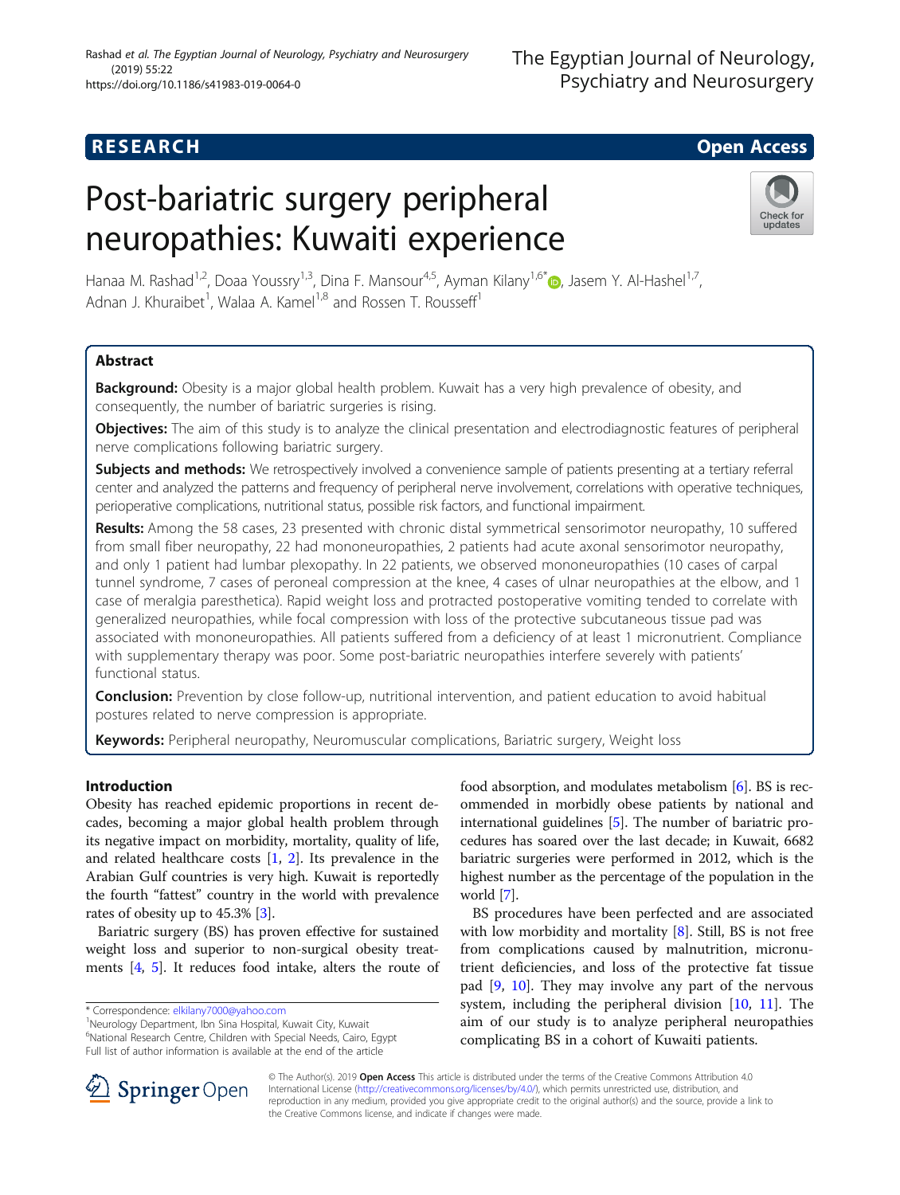## RESEARCH

Open Access

# Post-bariatric surgery peripheral neuropathies: Kuwaiti experience

Hanaa M. Rashad[1,2], Doaa Youssry[1,3], Dina F. Mansour[4,5], Ayman Kilany[1,6*], Jasem Y. Al-Hashel[1,7], Adnan J. Khuraibet[1], Walaa A. Kamel[1,8] and Rossen T. Rousseff[1]

## Abstract

**Background:** Obesity is a major global health problem. Kuwait has a very high prevalence of obesity, and consequently, the number of bariatric surgeries is rising.

**Objectives:** The aim of this study is to analyze the clinical presentation and electrodiagnostic features of peripheral nerve complications following bariatric surgery.

**Subjects and methods:** We retrospectively involved a convenience sample of patients presenting at a tertiary referral center and analyzed the patterns and frequency of peripheral nerve involvement, correlations with operative techniques, perioperative complications, nutritional status, possible risk factors, and functional impairment.

**Results:** Among the 58 cases, 23 presented with chronic distal symmetrical sensorimotor neuropathy, 10 suffered from small fiber neuropathy, 22 had mononeuropathies, 2 patients had acute axonal sensorimotor neuropathy, and only 1 patient had lumbar plexopathy. In 22 patients, we observed mononeuropathies (10 cases of carpal tunnel syndrome, 7 cases of peroneal compression at the knee, 4 cases of ulnar neuropathies at the elbow, and 1 case of meralgia paresthetica). Rapid weight loss and protracted postoperative vomiting tended to correlate with generalized neuropathies, while focal compression with loss of the protective subcutaneous tissue pad was associated with mononeuropathies. All patients suffered from a deficiency of at least 1 micronutrient. Compliance with supplementary therapy was poor. Some post-bariatric neuropathies interfere severely with patients' functional status.

**Conclusion:** Prevention by close follow-up, nutritional intervention, and patient education to avoid habitual postures related to nerve compression is appropriate.

**Keywords:** Peripheral neuropathy, Neuromuscular complications, Bariatric surgery, Weight loss

## Introduction

Obesity has reached epidemic proportions in recent decades, becoming a major global health problem through its negative impact on morbidity, mortality, quality of life, and related healthcare costs [1, 2]. Its prevalence in the Arabian Gulf countries is very high. Kuwait is reportedly the fourth "fattest" country in the world with prevalence rates of obesity up to 45.3% [3].

Bariatric surgery (BS) has proven effective for sustained weight loss and superior to non-surgical obesity treatments [4, 5]. It reduces food intake, alters the route of food absorption, and modulates metabolism [6]. BS is recommended in morbidly obese patients by national and international guidelines [5]. The number of bariatric procedures has soared over the last decade; in Kuwait, 6682 bariatric surgeries were performed in 2012, which is the highest number as the percentage of the population in the world [7].

BS procedures have been perfected and are associated with low morbidity and mortality [8]. Still, BS is not free from complications caused by malnutrition, micronutrient deficiencies, and loss of the protective fat tissue pad [9, 10]. They may involve any part of the nervous system, including the peripheral division [10, 11]. The aim of our study is to analyze peripheral neuropathies complicating BS in a cohort of Kuwaiti patients.

* Correspondence: elkilany7000@yahoo.com
[1]Neurology Department, Ibn Sina Hospital, Kuwait City, Kuwait
[6]National Research Centre, Children with Special Needs, Cairo, Egypt
Full list of author information is available at the end of the article

© The Author(s). 2019 **Open Access** This article is distributed under the terms of the Creative Commons Attribution 4.0 International License (http://creativecommons.org/licenses/by/4.0/), which permits unrestricted use, distribution, and reproduction in any medium, provided you give appropriate credit to the original author(s) and the source, provide a link to the Creative Commons license, and indicate if changes were made.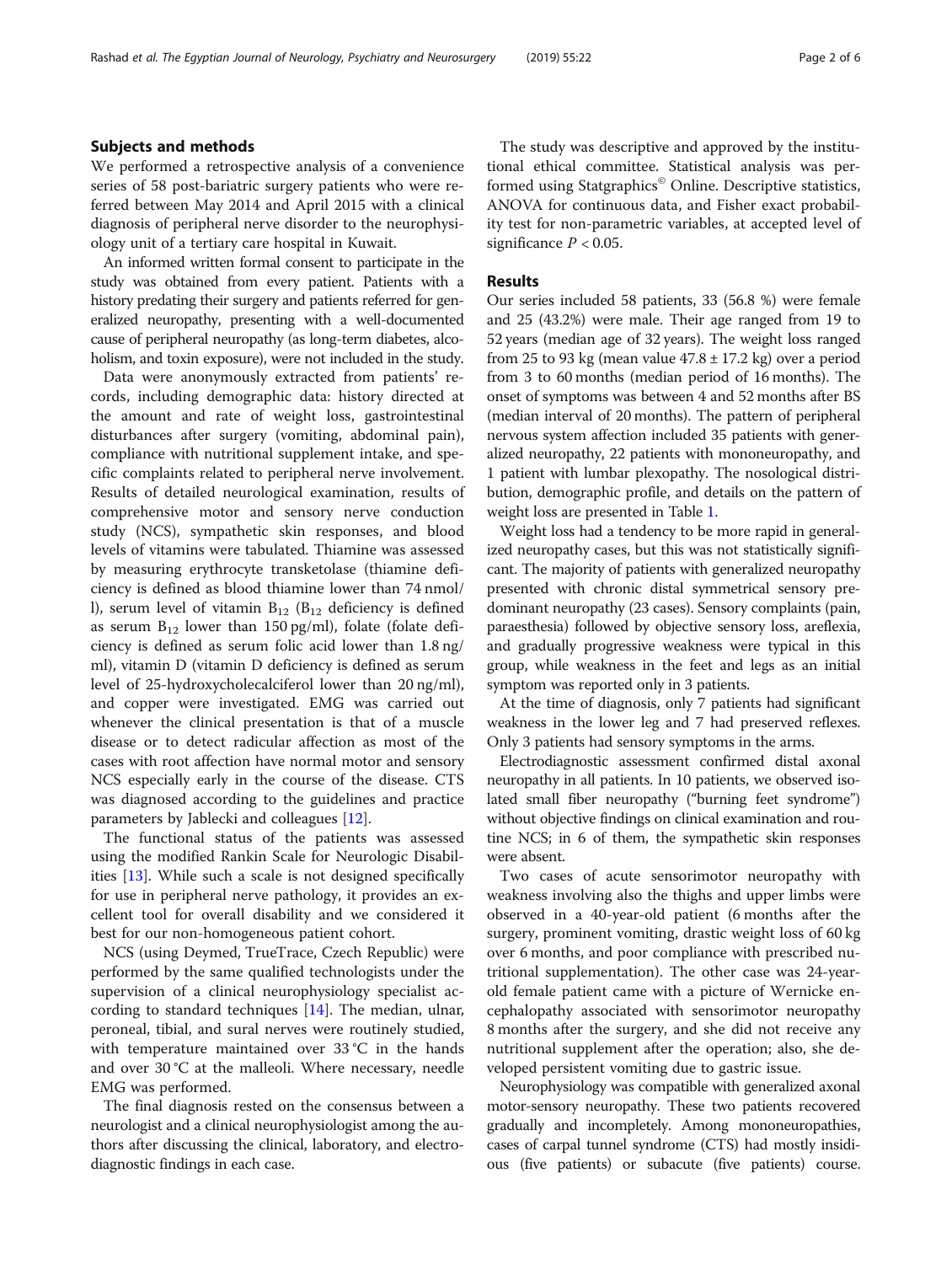## Subjects and methods

We performed a retrospective analysis of a convenience series of 58 post-bariatric surgery patients who were referred between May 2014 and April 2015 with a clinical diagnosis of peripheral nerve disorder to the neurophysiology unit of a tertiary care hospital in Kuwait.

An informed written formal consent to participate in the study was obtained from every patient. Patients with a history predating their surgery and patients referred for generalized neuropathy, presenting with a well-documented cause of peripheral neuropathy (as long-term diabetes, alcoholism, and toxin exposure), were not included in the study.

Data were anonymously extracted from patients' records, including demographic data: history directed at the amount and rate of weight loss, gastrointestinal disturbances after surgery (vomiting, abdominal pain), compliance with nutritional supplement intake, and specific complaints related to peripheral nerve involvement. Results of detailed neurological examination, results of comprehensive motor and sensory nerve conduction study (NCS), sympathetic skin responses, and blood levels of vitamins were tabulated. Thiamine was assessed by measuring erythrocyte transketolase (thiamine deficiency is defined as blood thiamine lower than 74 nmol/l), serum level of vitamin $B_{12}$ ($B_{12}$ deficiency is defined as serum $B_{12}$ lower than 150 pg/ml), folate (folate deficiency is defined as serum folic acid lower than 1.8 ng/ml), vitamin D (vitamin D deficiency is defined as serum level of 25-hydroxycholecalciferol lower than 20 ng/ml), and copper were investigated. EMG was carried out whenever the clinical presentation is that of a muscle disease or to detect radicular affection as most of the cases with root affection have normal motor and sensory NCS especially early in the course of the disease. CTS was diagnosed according to the guidelines and practice parameters by Jablecki and colleagues [12].

The functional status of the patients was assessed using the modified Rankin Scale for Neurologic Disabilities [13]. While such a scale is not designed specifically for use in peripheral nerve pathology, it provides an excellent tool for overall disability and we considered it best for our non-homogeneous patient cohort.

NCS (using Deymed, TrueTrace, Czech Republic) were performed by the same qualified technologists under the supervision of a clinical neurophysiology specialist according to standard techniques [14]. The median, ulnar, peroneal, tibial, and sural nerves were routinely studied, with temperature maintained over 33 °C in the hands and over 30 °C at the malleoli. Where necessary, needle EMG was performed.

The final diagnosis rested on the consensus between a neurologist and a clinical neurophysiologist among the authors after discussing the clinical, laboratory, and electrodiagnostic findings in each case.

The study was descriptive and approved by the institutional ethical committee. Statistical analysis was performed using Statgraphics© Online. Descriptive statistics, ANOVA for continuous data, and Fisher exact probability test for non-parametric variables, at accepted level of significance $P < 0.05$.

## Results

Our series included 58 patients, 33 (56.8 %) were female and 25 (43.2%) were male. Their age ranged from 19 to 52 years (median age of 32 years). The weight loss ranged from 25 to 93 kg (mean value $47.8 \pm 17.2$ kg) over a period from 3 to 60 months (median period of 16 months). The onset of symptoms was between 4 and 52 months after BS (median interval of 20 months). The pattern of peripheral nervous system affection included 35 patients with generalized neuropathy, 22 patients with mononeuropathy, and 1 patient with lumbar plexopathy. The nosological distribution, demographic profile, and details on the pattern of weight loss are presented in Table 1.

Weight loss had a tendency to be more rapid in generalized neuropathy cases, but this was not statistically significant. The majority of patients with generalized neuropathy presented with chronic distal symmetrical sensory predominant neuropathy (23 cases). Sensory complaints (pain, paraesthesia) followed by objective sensory loss, areflexia, and gradually progressive weakness were typical in this group, while weakness in the feet and legs as an initial symptom was reported only in 3 patients.

At the time of diagnosis, only 7 patients had significant weakness in the lower leg and 7 had preserved reflexes. Only 3 patients had sensory symptoms in the arms.

Electrodiagnostic assessment confirmed distal axonal neuropathy in all patients. In 10 patients, we observed isolated small fiber neuropathy ("burning feet syndrome") without objective findings on clinical examination and routine NCS; in 6 of them, the sympathetic skin responses were absent.

Two cases of acute sensorimotor neuropathy with weakness involving also the thighs and upper limbs were observed in a 40-year-old patient (6 months after the surgery, prominent vomiting, drastic weight loss of 60 kg over 6 months, and poor compliance with prescribed nutritional supplementation). The other case was 24-year-old female patient came with a picture of Wernicke encephalopathy associated with sensorimotor neuropathy 8 months after the surgery, and she did not receive any nutritional supplement after the operation; also, she developed persistent vomiting due to gastric issue.

Neurophysiology was compatible with generalized axonal motor-sensory neuropathy. These two patients recovered gradually and incompletely. Among mononeuropathies, cases of carpal tunnel syndrome (CTS) had mostly insidious (five patients) or subacute (five patients) course.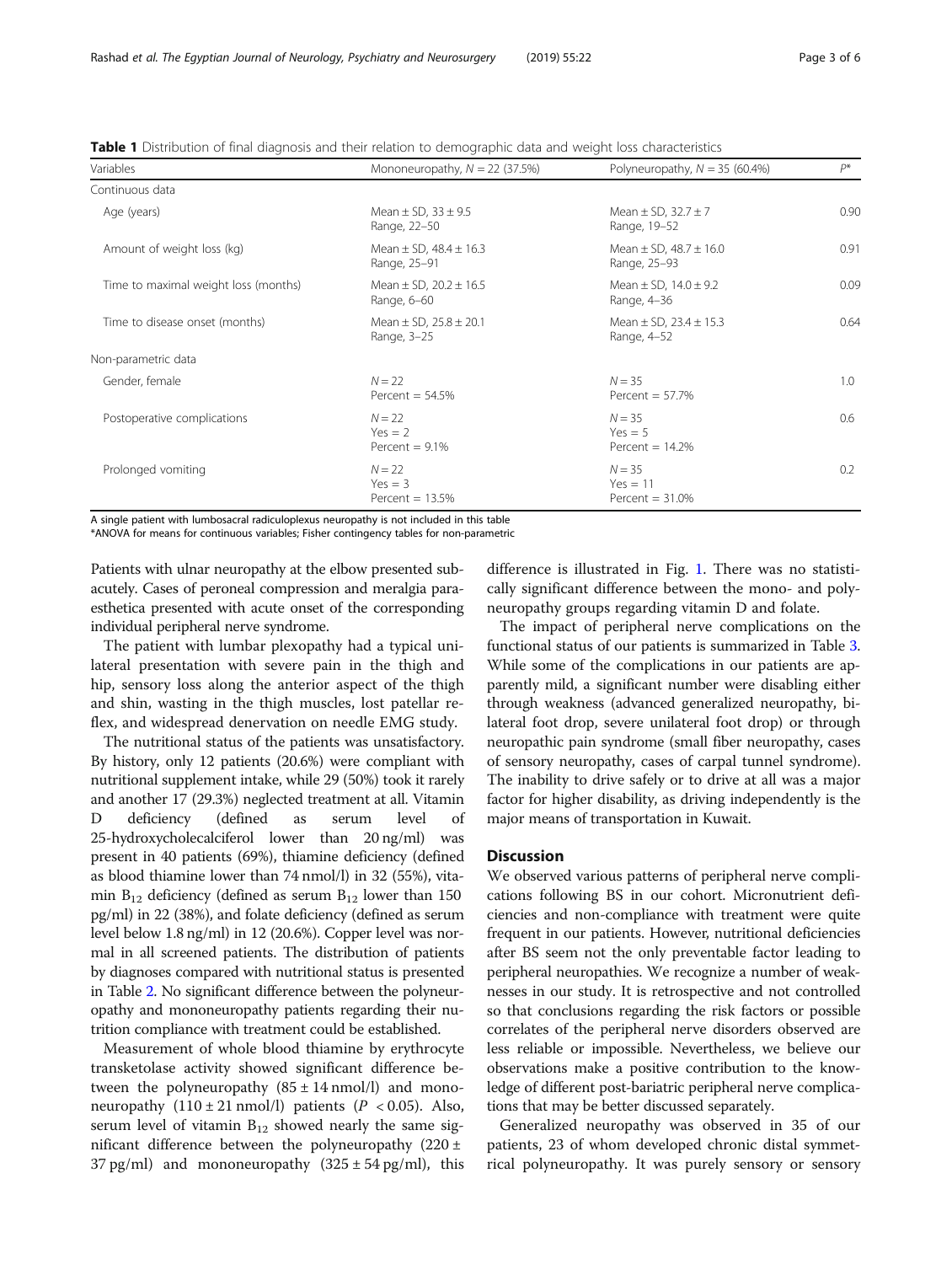**Table 1** Distribution of final diagnosis and their relation to demographic data and weight loss characteristics

| Variables | Mononeuropathy, $N = 22$ (37.5%) | Polyneuropathy, $N = 35$ (60.4%) | $P$* |
|---|---|---|---|
| Continuous data | | | |
| Age (years) | Mean ± SD, 33 ± 9.5<br>Range, 22–50 | Mean ± SD, 32.7 ± 7<br>Range, 19–52 | 0.90 |
| Amount of weight loss (kg) | Mean ± SD, 48.4 ± 16.3<br>Range, 25–91 | Mean ± SD, 48.7 ± 16.0<br>Range, 25–93 | 0.91 |
| Time to maximal weight loss (months) | Mean ± SD, 20.2 ± 16.5<br>Range, 6–60 | Mean ± SD, 14.0 ± 9.2<br>Range, 4–36 | 0.09 |
| Time to disease onset (months) | Mean ± SD, 25.8 ± 20.1<br>Range, 3–25 | Mean ± SD, 23.4 ± 15.3<br>Range, 4–52 | 0.64 |
| Non-parametric data | | | |
| Gender, female | $N = 22$<br>Percent = 54.5% | $N = 35$<br>Percent = 57.7% | 1.0 |
| Postoperative complications | $N = 22$<br>Yes = 2<br>Percent = 9.1% | $N = 35$<br>Yes = 5<br>Percent = 14.2% | 0.6 |
| Prolonged vomiting | $N = 22$<br>Yes = 3<br>Percent = 13.5% | $N = 35$<br>Yes = 11<br>Percent = 31.0% | 0.2 |

A single patient with lumbosacral radiculoplexus neuropathy is not included in this table

*ANOVA for means for continuous variables; Fisher contingency tables for non-parametric

Patients with ulnar neuropathy at the elbow presented subacutely. Cases of peroneal compression and meralgia paraesthetica presented with acute onset of the corresponding individual peripheral nerve syndrome.

The patient with lumbar plexopathy had a typical unilateral presentation with severe pain in the thigh and hip, sensory loss along the anterior aspect of the thigh and shin, wasting in the thigh muscles, lost patellar reflex, and widespread denervation on needle EMG study.

The nutritional status of the patients was unsatisfactory. By history, only 12 patients (20.6%) were compliant with nutritional supplement intake, while 29 (50%) took it rarely and another 17 (29.3%) neglected treatment at all. Vitamin D deficiency (defined as serum level of 25-hydroxycholecalciferol lower than 20 ng/ml) was present in 40 patients (69%), thiamine deficiency (defined as blood thiamine lower than 74 nmol/l) in 32 (55%), vitamin $B_{12}$ deficiency (defined as serum $B_{12}$ lower than 150 pg/ml) in 22 (38%), and folate deficiency (defined as serum level below 1.8 ng/ml) in 12 (20.6%). Copper level was normal in all screened patients. The distribution of patients by diagnoses compared with nutritional status is presented in Table 2. No significant difference between the polyneuropathy and mononeuropathy patients regarding their nutrition compliance with treatment could be established.

Measurement of whole blood thiamine by erythrocyte transketolase activity showed significant difference between the polyneuropathy (85 ± 14 nmol/l) and mononeuropathy (110 ± 21 nmol/l) patients ($P < 0.05$). Also, serum level of vitamin $B_{12}$ showed nearly the same significant difference between the polyneuropathy (220 ± 37 pg/ml) and mononeuropathy (325 ± 54 pg/ml), this difference is illustrated in Fig. 1. There was no statistically significant difference between the mono- and polyneuropathy groups regarding vitamin D and folate.

The impact of peripheral nerve complications on the functional status of our patients is summarized in Table 3. While some of the complications in our patients are apparently mild, a significant number were disabling either through weakness (advanced generalized neuropathy, bilateral foot drop, severe unilateral foot drop) or through neuropathic pain syndrome (small fiber neuropathy, cases of sensory neuropathy, cases of carpal tunnel syndrome). The inability to drive safely or to drive at all was a major factor for higher disability, as driving independently is the major means of transportation in Kuwait.

## Discussion

We observed various patterns of peripheral nerve complications following BS in our cohort. Micronutrient deficiencies and non-compliance with treatment were quite frequent in our patients. However, nutritional deficiencies after BS seem not the only preventable factor leading to peripheral neuropathies. We recognize a number of weaknesses in our study. It is retrospective and not controlled so that conclusions regarding the risk factors or possible correlates of the peripheral nerve disorders observed are less reliable or impossible. Nevertheless, we believe our observations make a positive contribution to the knowledge of different post-bariatric peripheral nerve complications that may be better discussed separately.

Generalized neuropathy was observed in 35 of our patients, 23 of whom developed chronic distal symmetrical polyneuropathy. It was purely sensory or sensory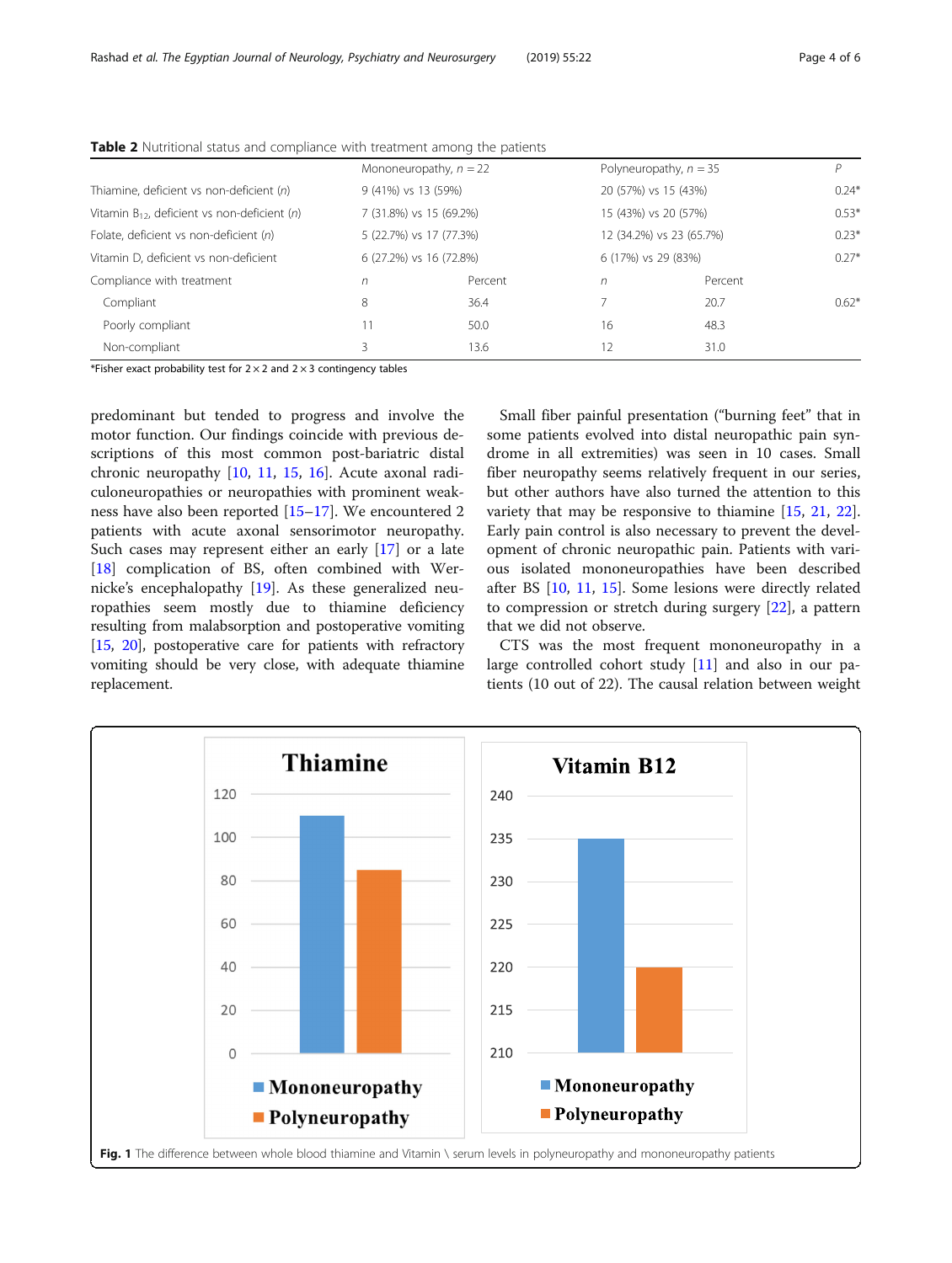**Table 2** Nutritional status and compliance with treatment among the patients

| | Mononeuropathy, $n = 22$ | | Polyneuropathy, $n = 35$ | | $P$ |
|---|---|---|---|---|---|
| Thiamine, deficient vs non-deficient ($n$) | 9 (41%) vs 13 (59%) | | 20 (57%) vs 15 (43%) | | 0.24* |
| Vitamin $B_{12}$, deficient vs non-deficient ($n$) | 7 (31.8%) vs 15 (69.2%) | | 15 (43%) vs 20 (57%) | | 0.53* |
| Folate, deficient vs non-deficient ($n$) | 5 (22.7%) vs 17 (77.3%) | | 12 (34.2%) vs 23 (65.7%) | | 0.23* |
| Vitamin D, deficient vs non-deficient | 6 (27.2%) vs 16 (72.8%) | | 6 (17%) vs 29 (83%) | | 0.27* |
| Compliance with treatment | $n$ | Percent | $n$ | Percent | |
| Compliant | 8 | 36.4 | 7 | 20.7 | 0.62* |
| Poorly compliant | 11 | 50.0 | 16 | 48.3 | |
| Non-compliant | 3 | 13.6 | 12 | 31.0 | |

*Fisher exact probability test for 2 × 2 and 2 × 3 contingency tables

predominant but tended to progress and involve the motor function. Our findings coincide with previous descriptions of this most common post-bariatric distal chronic neuropathy [10, 11, 15, 16]. Acute axonal radiculoneuropathies or neuropathies with prominent weakness have also been reported [15–17]. We encountered 2 patients with acute axonal sensorimotor neuropathy. Such cases may represent either an early [17] or a late [18] complication of BS, often combined with Wernicke's encephalopathy [19]. As these generalized neuropathies seem mostly due to thiamine deficiency resulting from malabsorption and postoperative vomiting [15, 20], postoperative care for patients with refractory vomiting should be very close, with adequate thiamine replacement.

Small fiber painful presentation ("burning feet" that in some patients evolved into distal neuropathic pain syndrome in all extremities) was seen in 10 cases. Small fiber neuropathy seems relatively frequent in our series, but other authors have also turned the attention to this variety that may be responsive to thiamine [15, 21, 22]. Early pain control is also necessary to prevent the development of chronic neuropathic pain. Patients with various isolated mononeuropathies have been described after BS [10, 11, 15]. Some lesions were directly related to compression or stretch during surgery [22], a pattern that we did not observe.

CTS was the most frequent mononeuropathy in a large controlled cohort study [11] and also in our patients (10 out of 22). The causal relation between weight

**Fig. 1** The difference between whole blood thiamine and Vitamin \ serum levels in polyneuropathy and mononeuropathy patients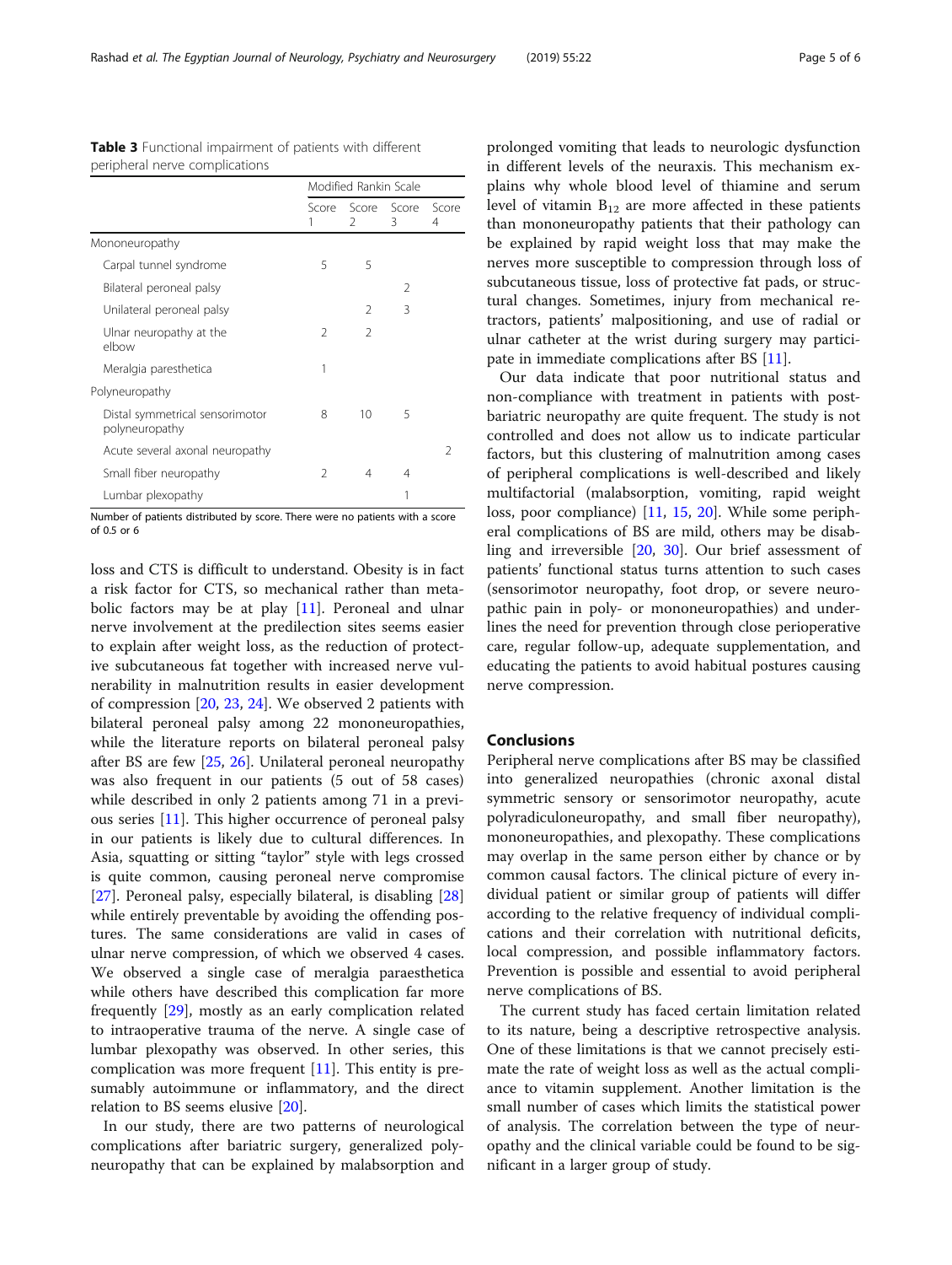**Table 3** Functional impairment of patients with different peripheral nerve complications

| | Modified Rankin Scale | | | |
|---|---|---|---|---|
| | Score 1 | Score 2 | Score 3 | Score 4 |
| Mononeuropathy | | | | |
| Carpal tunnel syndrome | 5 | 5 | | |
| Bilateral peroneal palsy | | | 2 | |
| Unilateral peroneal palsy | | 2 | 3 | |
| Ulnar neuropathy at the elbow | 2 | 2 | | |
| Meralgia paresthetica | 1 | | | |
| Polyneuropathy | | | | |
| Distal symmetrical sensorimotor polyneuropathy | 8 | 10 | 5 | |
| Acute several axonal neuropathy | | | | 2 |
| Small fiber neuropathy | 2 | 4 | 4 | |
| Lumbar plexopathy | | | 1 | |

Number of patients distributed by score. There were no patients with a score of 0.5 or 6

loss and CTS is difficult to understand. Obesity is in fact a risk factor for CTS, so mechanical rather than metabolic factors may be at play [11]. Peroneal and ulnar nerve involvement at the predilection sites seems easier to explain after weight loss, as the reduction of protective subcutaneous fat together with increased nerve vulnerability in malnutrition results in easier development of compression [20, 23, 24]. We observed 2 patients with bilateral peroneal palsy among 22 mononeuropathies, while the literature reports on bilateral peroneal palsy after BS are few [25, 26]. Unilateral peroneal neuropathy was also frequent in our patients (5 out of 58 cases) while described in only 2 patients among 71 in a previous series [11]. This higher occurrence of peroneal palsy in our patients is likely due to cultural differences. In Asia, squatting or sitting "taylor" style with legs crossed is quite common, causing peroneal nerve compromise [27]. Peroneal palsy, especially bilateral, is disabling [28] while entirely preventable by avoiding the offending postures. The same considerations are valid in cases of ulnar nerve compression, of which we observed 4 cases. We observed a single case of meralgia paraesthetica while others have described this complication far more frequently [29], mostly as an early complication related to intraoperative trauma of the nerve. A single case of lumbar plexopathy was observed. In other series, this complication was more frequent [11]. This entity is presumably autoimmune or inflammatory, and the direct relation to BS seems elusive [20].

In our study, there are two patterns of neurological complications after bariatric surgery, generalized polyneuropathy that can be explained by malabsorption and prolonged vomiting that leads to neurologic dysfunction in different levels of the neuraxis. This mechanism explains why whole blood level of thiamine and serum level of vitamin $B_{12}$ are more affected in these patients than mononeuropathy patients that their pathology can be explained by rapid weight loss that may make the nerves more susceptible to compression through loss of subcutaneous tissue, loss of protective fat pads, or structural changes. Sometimes, injury from mechanical retractors, patients' malpositioning, and use of radial or ulnar catheter at the wrist during surgery may participate in immediate complications after BS [11].

Our data indicate that poor nutritional status and non-compliance with treatment in patients with post-bariatric neuropathy are quite frequent. The study is not controlled and does not allow us to indicate particular factors, but this clustering of malnutrition among cases of peripheral complications is well-described and likely multifactorial (malabsorption, vomiting, rapid weight loss, poor compliance) [11, 15, 20]. While some peripheral complications of BS are mild, others may be disabling and irreversible [20, 30]. Our brief assessment of patients' functional status turns attention to such cases (sensorimotor neuropathy, foot drop, or severe neuropathic pain in poly- or mononeuropathies) and underlines the need for prevention through close perioperative care, regular follow-up, adequate supplementation, and educating the patients to avoid habitual postures causing nerve compression.

## Conclusions

Peripheral nerve complications after BS may be classified into generalized neuropathies (chronic axonal distal symmetric sensory or sensorimotor neuropathy, acute polyradiculoneuropathy, and small fiber neuropathy), mononeuropathies, and plexopathy. These complications may overlap in the same person either by chance or by common causal factors. The clinical picture of every individual patient or similar group of patients will differ according to the relative frequency of individual complications and their correlation with nutritional deficits, local compression, and possible inflammatory factors. Prevention is possible and essential to avoid peripheral nerve complications of BS.

The current study has faced certain limitation related to its nature, being a descriptive retrospective analysis. One of these limitations is that we cannot precisely estimate the rate of weight loss as well as the actual compliance to vitamin supplement. Another limitation is the small number of cases which limits the statistical power of analysis. The correlation between the type of neuropathy and the clinical variable could be found to be significant in a larger group of study.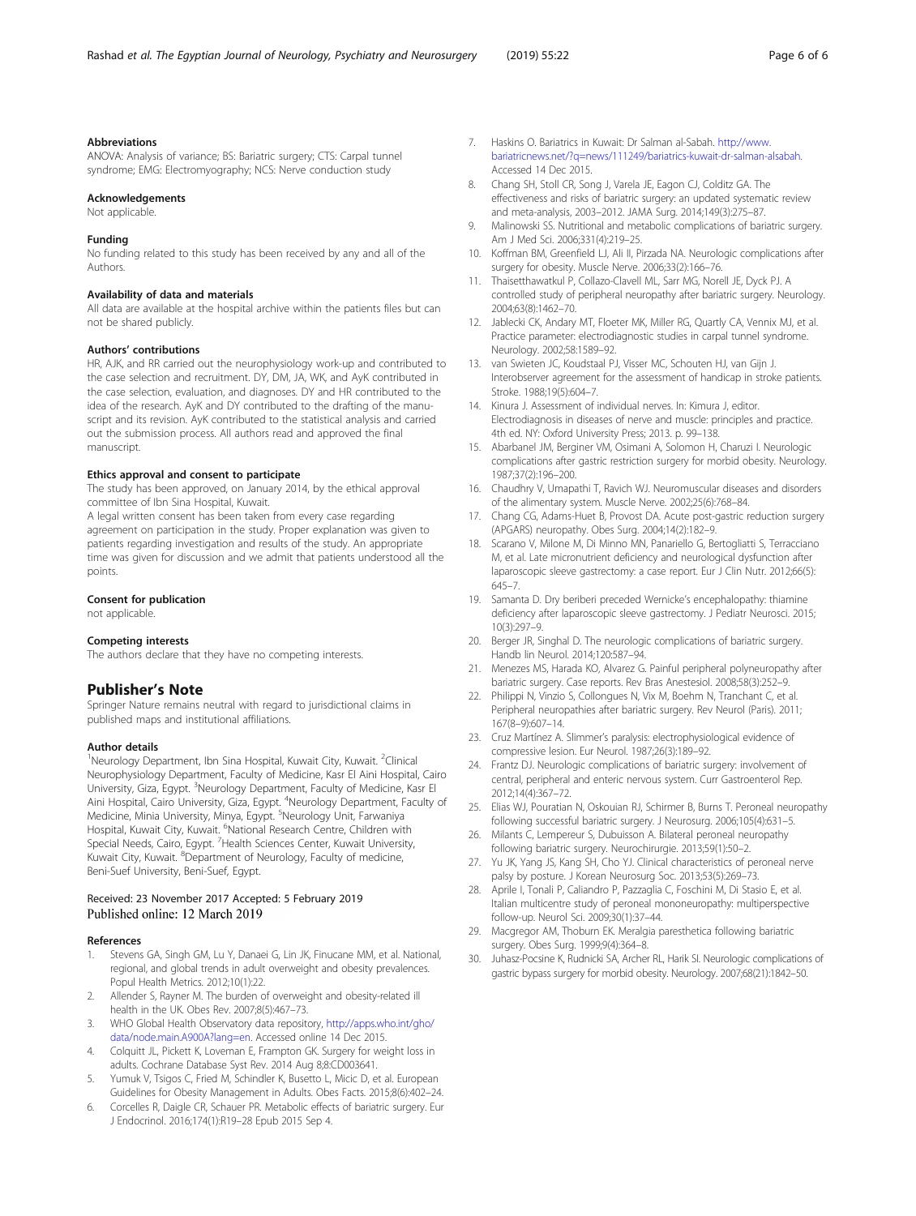### Abbreviations

ANOVA: Analysis of variance; BS: Bariatric surgery; CTS: Carpal tunnel syndrome; EMG: Electromyography; NCS: Nerve conduction study

### Acknowledgements

Not applicable.

### Funding

No funding related to this study has been received by any and all of the Authors.

### Availability of data and materials

All data are available at the hospital archive within the patients files but can not be shared publicly.

### Authors' contributions

HR, AJK, and RR carried out the neurophysiology work-up and contributed to the case selection and recruitment. DY, DM, JA, WK, and AyK contributed in the case selection, evaluation, and diagnoses. DY and HR contributed to the idea of the research. AyK and DY contributed to the drafting of the manuscript and its revision. AyK contributed to the statistical analysis and carried out the submission process. All authors read and approved the final manuscript.

### Ethics approval and consent to participate

The study has been approved, on January 2014, by the ethical approval committee of Ibn Sina Hospital, Kuwait.

A legal written consent has been taken from every case regarding agreement on participation in the study. Proper explanation was given to patients regarding investigation and results of the study. An appropriate time was given for discussion and we admit that patients understood all the points.

### Consent for publication

not applicable.

### Competing interests

The authors declare that they have no competing interests.

## Publisher's Note

Springer Nature remains neutral with regard to jurisdictional claims in published maps and institutional affiliations.

### Author details

[1]Neurology Department, Ibn Sina Hospital, Kuwait City, Kuwait. [2]Clinical Neurophysiology Department, Faculty of Medicine, Kasr El Aini Hospital, Cairo University, Giza, Egypt. [3]Neurology Department, Faculty of Medicine, Kasr El Aini Hospital, Cairo University, Giza, Egypt. [4]Neurology Department, Faculty of Medicine, Minia University, Minya, Egypt. [5]Neurology Unit, Farwaniya Hospital, Kuwait City, Kuwait. [6]National Research Centre, Children with Special Needs, Cairo, Egypt. [7]Health Sciences Center, Kuwait University, Kuwait City, Kuwait. [8]Department of Neurology, Faculty of medicine, Beni-Suef University, Beni-Suef, Egypt.

Received: 23 November 2017 Accepted: 5 February 2019
Published online: 12 March 2019

### References

1. Stevens GA, Singh GM, Lu Y, Danaei G, Lin JK, Finucane MM, et al. National, regional, and global trends in adult overweight and obesity prevalences. Popul Health Metrics. 2012;10(1):22.
2. Allender S, Rayner M. The burden of overweight and obesity-related ill health in the UK. Obes Rev. 2007;8(5):467–73.
3. WHO Global Health Observatory data repository, http://apps.who.int/gho/data/node.main.A900A?lang=en. Accessed online 14 Dec 2015.
4. Colquitt JL, Pickett K, Loveman E, Frampton GK. Surgery for weight loss in adults. Cochrane Database Syst Rev. 2014 Aug 8;8:CD003641.
5. Yumuk V, Tsigos C, Fried M, Schindler K, Busetto L, Micic D, et al. European Guidelines for Obesity Management in Adults. Obes Facts. 2015;8(6):402–24.
6. Corcelles R, Daigle CR, Schauer PR. Metabolic effects of bariatric surgery. Eur J Endocrinol. 2016;174(1):R19–28 Epub 2015 Sep 4.
7. Haskins O. Bariatrics in Kuwait: Dr Salman al-Sabah. http://www.bariatricnews.net/?q=news/111249/bariatrics-kuwait-dr-salman-alsabah. Accessed 14 Dec 2015.
8. Chang SH, Stoll CR, Song J, Varela JE, Eagon CJ, Colditz GA. The effectiveness and risks of bariatric surgery: an updated systematic review and meta-analysis, 2003–2012. JAMA Surg. 2014;149(3):275–87.
9. Malinowski SS. Nutritional and metabolic complications of bariatric surgery. Am J Med Sci. 2006;331(4):219–25.
10. Koffman BM, Greenfield LJ, Ali II, Pirzada NA. Neurologic complications after surgery for obesity. Muscle Nerve. 2006;33(2):166–76.
11. Thaisetthawatkul P, Collazo-Clavell ML, Sarr MG, Norell JE, Dyck PJ. A controlled study of peripheral neuropathy after bariatric surgery. Neurology. 2004;63(8):1462–70.
12. Jablecki CK, Andary MT, Floeter MK, Miller RG, Quartly CA, Vennix MJ, et al. Practice parameter: electrodiagnostic studies in carpal tunnel syndrome. Neurology. 2002;58:1589–92.
13. van Swieten JC, Koudstaal PJ, Visser MC, Schouten HJ, van Gijn J. Interobserver agreement for the assessment of handicap in stroke patients. Stroke. 1988;19(5):604–7.
14. Kinura J. Assessment of individual nerves. In: Kimura J, editor. Electrodiagnosis in diseases of nerve and muscle: principles and practice. 4th ed. NY: Oxford University Press; 2013. p. 99–138.
15. Abarbanel JM, Berginer VM, Osimani A, Solomon H, Charuzi I. Neurologic complications after gastric restriction surgery for morbid obesity. Neurology. 1987;37(2):196–200.
16. Chaudhry V, Umapathi T, Ravich WJ. Neuromuscular diseases and disorders of the alimentary system. Muscle Nerve. 2002;25(6):768–84.
17. Chang CG, Adams-Huet B, Provost DA. Acute post-gastric reduction surgery (APGARS) neuropathy. Obes Surg. 2004;14(2):182–9.
18. Scarano V, Milone M, Di Minno MN, Panariello G, Bertogliatti S, Terracciano M, et al. Late micronutrient deficiency and neurological dysfunction after laparoscopic sleeve gastrectomy: a case report. Eur J Clin Nutr. 2012;66(5):645–7.
19. Samanta D. Dry beriberi preceded Wernicke's encephalopathy: thiamine deficiency after laparoscopic sleeve gastrectomy. J Pediatr Neurosci. 2015;10(3):297–9.
20. Berger JR, Singhal D. The neurologic complications of bariatric surgery. Handb lin Neurol. 2014;120:587–94.
21. Menezes MS, Harada KO, Alvarez G. Painful peripheral polyneuropathy after bariatric surgery. Case reports. Rev Bras Anestesiol. 2008;58(3):252–9.
22. Philippi N, Vinzio S, Collongues N, Vix M, Boehm N, Tranchant C, et al. Peripheral neuropathies after bariatric surgery. Rev Neurol (Paris). 2011;167(8–9):607–14.
23. Cruz Martínez A. Slimmer's paralysis: electrophysiological evidence of compressive lesion. Eur Neurol. 1987;26(3):189–92.
24. Frantz DJ. Neurologic complications of bariatric surgery: involvement of central, peripheral and enteric nervous system. Curr Gastroenterol Rep. 2012;14(4):367–72.
25. Elias WJ, Pouratian N, Oskouian RJ, Schirmer B, Burns T. Peroneal neuropathy following successful bariatric surgery. J Neurosurg. 2006;105(4):631–5.
26. Milants C, Lempereur S, Dubuisson A. Bilateral peroneal neuropathy following bariatric surgery. Neurochirurgie. 2013;59(1):50–2.
27. Yu JK, Yang JS, Kang SH, Cho YJ. Clinical characteristics of peroneal nerve palsy by posture. J Korean Neurosurg Soc. 2013;53(5):269–73.
28. Aprile I, Tonali P, Caliandro P, Pazzaglia C, Foschini M, Di Stasio E, et al. Italian multicentre study of peroneal mononeuropathy: multiperspective follow-up. Neurol Sci. 2009;30(1):37–44.
29. Macgregor AM, Thoburn EK. Meralgia paresthetica following bariatric surgery. Obes Surg. 1999;9(4):364–8.
30. Juhasz-Pocsine K, Rudnicki SA, Archer RL, Harik SI. Neurologic complications of gastric bypass surgery for morbid obesity. Neurology. 2007;68(21):1842–50.